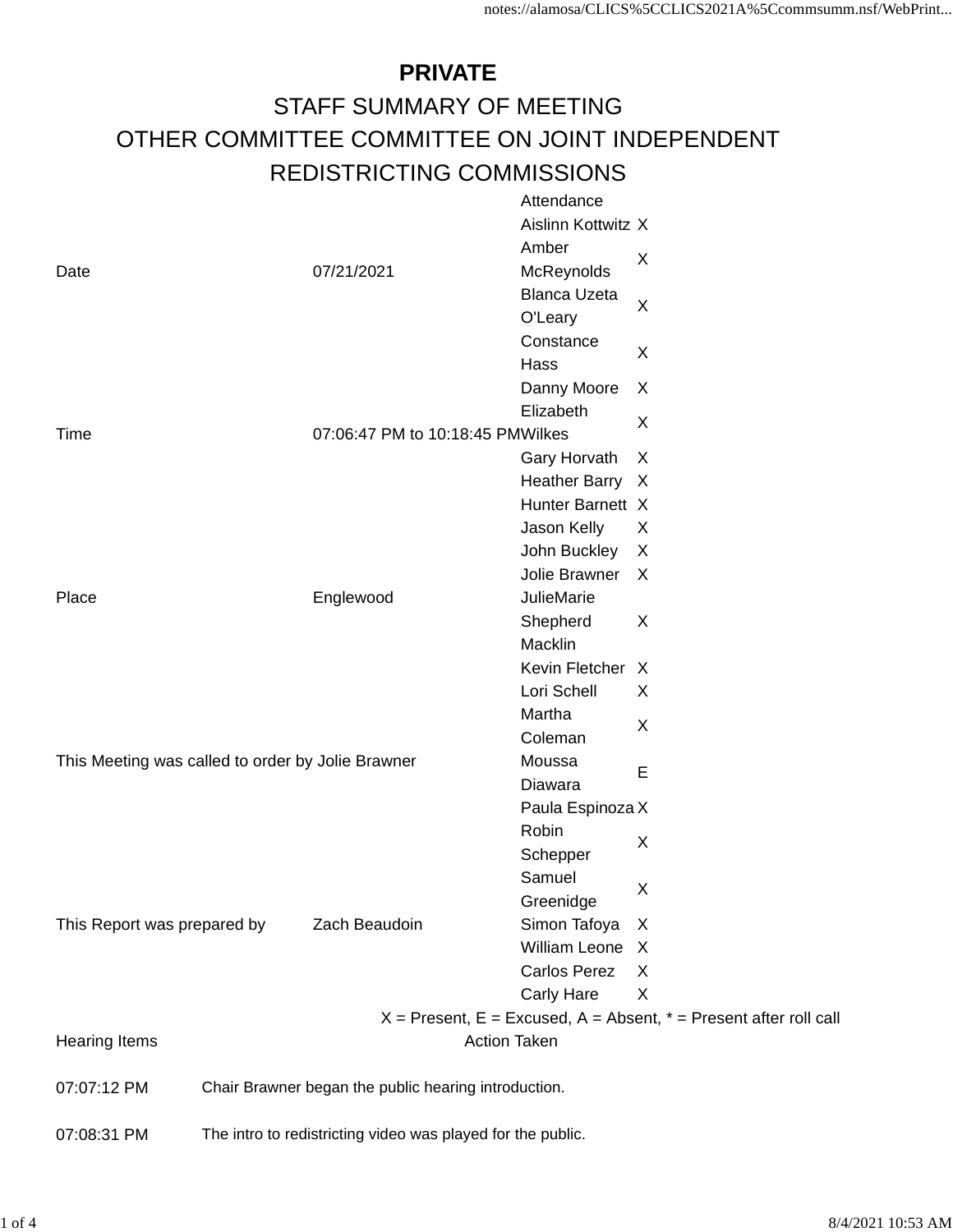# PRIVATE

## STAFF SUMMARY OF MEETING

## OTHER COMMITTEE COMMITTEE ON JOINT INDEPENDENT REDISTRICTING COMMISSIONS

| | | Attendance | |
|---|---|---|---|
| Date | 07/21/2021 | Aislinn Kottwitz | X |
| | | Amber McReynolds | X |
| | | Blanca Uzeta O'Leary | X |
| | | Constance Hass | X |
| Time | 07:06:47 PM to 10:18:45 PM | Danny Moore | X |
| | | Elizabeth Wilkes | X |
| | | Gary Horvath | X |
| | | Heather Barry | X |
| | | Hunter Barnett | X |
| | | Jason Kelly | X |
| | | John Buckley | X |
| Place | Englewood | Jolie Brawner | X |
| | | JulieMarie Shepherd Macklin | X |
| | | Kevin Fletcher | X |
| | | Lori Schell | X |
| | | Martha Coleman | X |
| This Meeting was called to order by Jolie Brawner | | Moussa Diawara | E |
| | | Paula Espinoza | X |
| | | Robin Schepper | X |
| | | Samuel Greenidge | X |
| This Report was prepared by | Zach Beaudoin | Simon Tafoya | X |
| | | William Leone | X |
| | | Carlos Perez | X |
| | | Carly Hare | X |

X = Present, E = Excused, A = Absent, * = Present after roll call

| Hearing Items | Action Taken |
|---|---|
| 07:07:12 PM | Chair Brawner began the public hearing introduction. |
| 07:08:31 PM | The intro to redistricting video was played for the public. |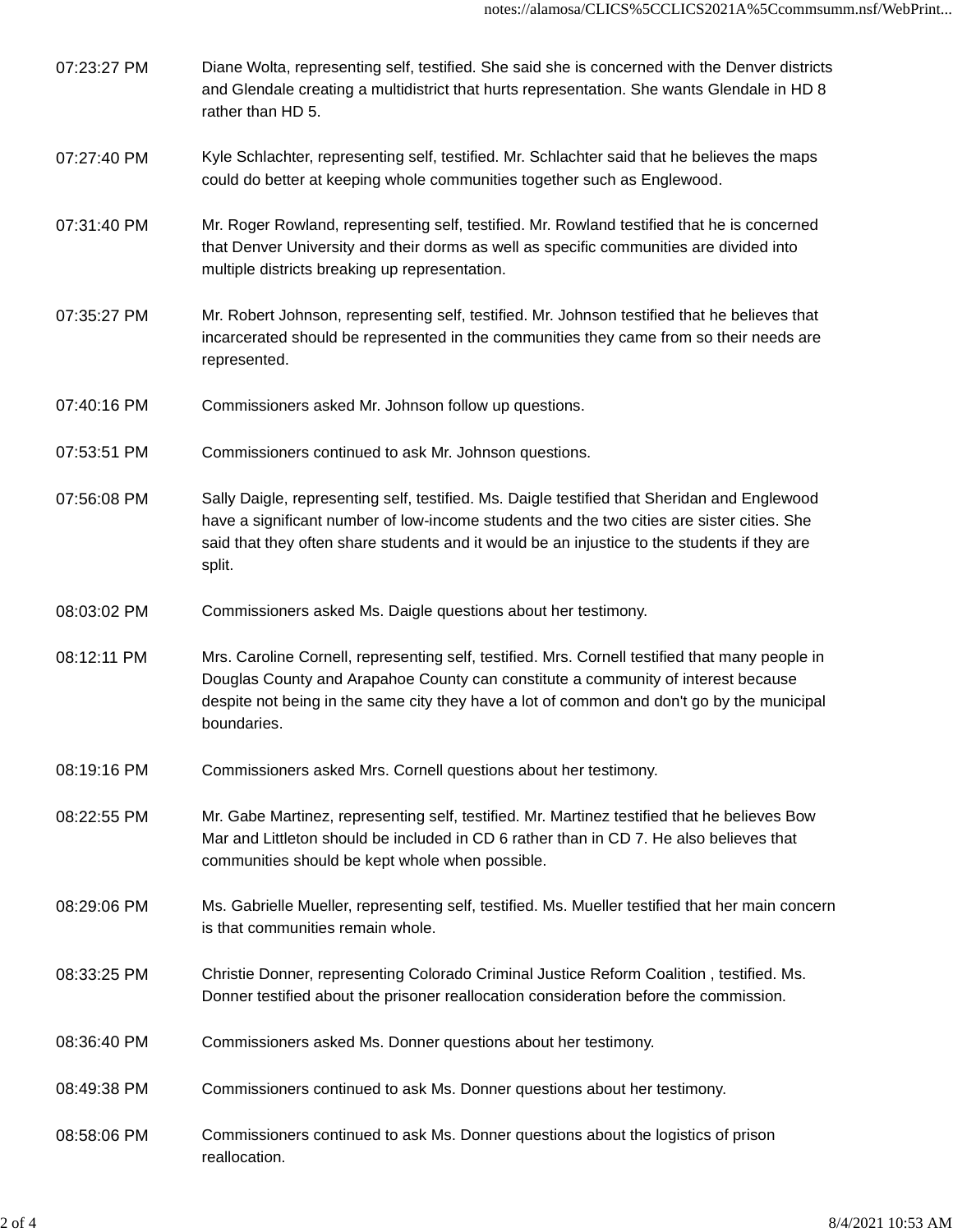| | |
|---|---|
| 07:23:27 PM | Diane Wolta, representing self, testified. She said she is concerned with the Denver districts and Glendale creating a multidistrict that hurts representation. She wants Glendale in HD 8 rather than HD 5. |
| 07:27:40 PM | Kyle Schlachter, representing self, testified. Mr. Schlachter said that he believes the maps could do better at keeping whole communities together such as Englewood. |
| 07:31:40 PM | Mr. Roger Rowland, representing self, testified. Mr. Rowland testified that he is concerned that Denver University and their dorms as well as specific communities are divided into multiple districts breaking up representation. |
| 07:35:27 PM | Mr. Robert Johnson, representing self, testified. Mr. Johnson testified that he believes that incarcerated should be represented in the communities they came from so their needs are represented. |
| 07:40:16 PM | Commissioners asked Mr. Johnson follow up questions. |
| 07:53:51 PM | Commissioners continued to ask Mr. Johnson questions. |
| 07:56:08 PM | Sally Daigle, representing self, testified. Ms. Daigle testified that Sheridan and Englewood have a significant number of low-income students and the two cities are sister cities. She said that they often share students and it would be an injustice to the students if they are split. |
| 08:03:02 PM | Commissioners asked Ms. Daigle questions about her testimony. |
| 08:12:11 PM | Mrs. Caroline Cornell, representing self, testified. Mrs. Cornell testified that many people in Douglas County and Arapahoe County can constitute a community of interest because despite not being in the same city they have a lot of common and don't go by the municipal boundaries. |
| 08:19:16 PM | Commissioners asked Mrs. Cornell questions about her testimony. |
| 08:22:55 PM | Mr. Gabe Martinez, representing self, testified. Mr. Martinez testified that he believes Bow Mar and Littleton should be included in CD 6 rather than in CD 7. He also believes that communities should be kept whole when possible. |
| 08:29:06 PM | Ms. Gabrielle Mueller, representing self, testified. Ms. Mueller testified that her main concern is that communities remain whole. |
| 08:33:25 PM | Christie Donner, representing Colorado Criminal Justice Reform Coalition , testified. Ms. Donner testified about the prisoner reallocation consideration before the commission. |
| 08:36:40 PM | Commissioners asked Ms. Donner questions about her testimony. |
| 08:49:38 PM | Commissioners continued to ask Ms. Donner questions about her testimony. |
| 08:58:06 PM | Commissioners continued to ask Ms. Donner questions about the logistics of prison reallocation. |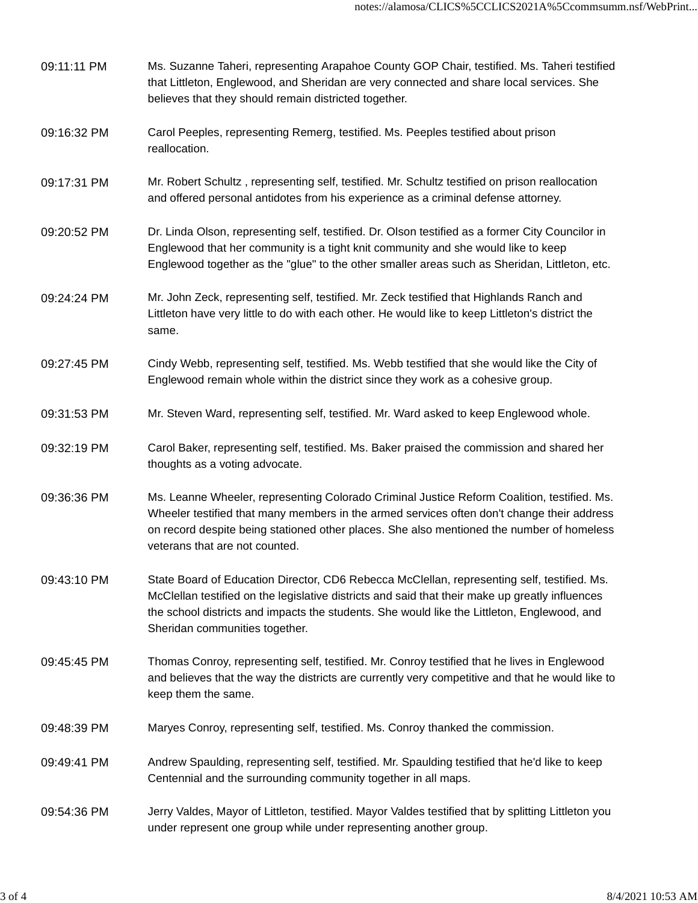| | |
|---|---|
| 09:11:11 PM | Ms. Suzanne Taheri, representing Arapahoe County GOP Chair, testified. Ms. Taheri testified that Littleton, Englewood, and Sheridan are very connected and share local services. She believes that they should remain districted together. |
| 09:16:32 PM | Carol Peeples, representing Remerg, testified. Ms. Peeples testified about prison reallocation. |
| 09:17:31 PM | Mr. Robert Schultz , representing self, testified. Mr. Schultz testified on prison reallocation and offered personal antidotes from his experience as a criminal defense attorney. |
| 09:20:52 PM | Dr. Linda Olson, representing self, testified. Dr. Olson testified as a former City Councilor in Englewood that her community is a tight knit community and she would like to keep Englewood together as the "glue" to the other smaller areas such as Sheridan, Littleton, etc. |
| 09:24:24 PM | Mr. John Zeck, representing self, testified. Mr. Zeck testified that Highlands Ranch and Littleton have very little to do with each other. He would like to keep Littleton's district the same. |
| 09:27:45 PM | Cindy Webb, representing self, testified. Ms. Webb testified that she would like the City of Englewood remain whole within the district since they work as a cohesive group. |
| 09:31:53 PM | Mr. Steven Ward, representing self, testified. Mr. Ward asked to keep Englewood whole. |
| 09:32:19 PM | Carol Baker, representing self, testified. Ms. Baker praised the commission and shared her thoughts as a voting advocate. |
| 09:36:36 PM | Ms. Leanne Wheeler, representing Colorado Criminal Justice Reform Coalition, testified. Ms. Wheeler testified that many members in the armed services often don't change their address on record despite being stationed other places. She also mentioned the number of homeless veterans that are not counted. |
| 09:43:10 PM | State Board of Education Director, CD6 Rebecca McClellan, representing self, testified. Ms. McClellan testified on the legislative districts and said that their make up greatly influences the school districts and impacts the students. She would like the Littleton, Englewood, and Sheridan communities together. |
| 09:45:45 PM | Thomas Conroy, representing self, testified. Mr. Conroy testified that he lives in Englewood and believes that the way the districts are currently very competitive and that he would like to keep them the same. |
| 09:48:39 PM | Maryes Conroy, representing self, testified. Ms. Conroy thanked the commission. |
| 09:49:41 PM | Andrew Spaulding, representing self, testified. Mr. Spaulding testified that he'd like to keep Centennial and the surrounding community together in all maps. |
| 09:54:36 PM | Jerry Valdes, Mayor of Littleton, testified. Mayor Valdes testified that by splitting Littleton you under represent one group while under representing another group. |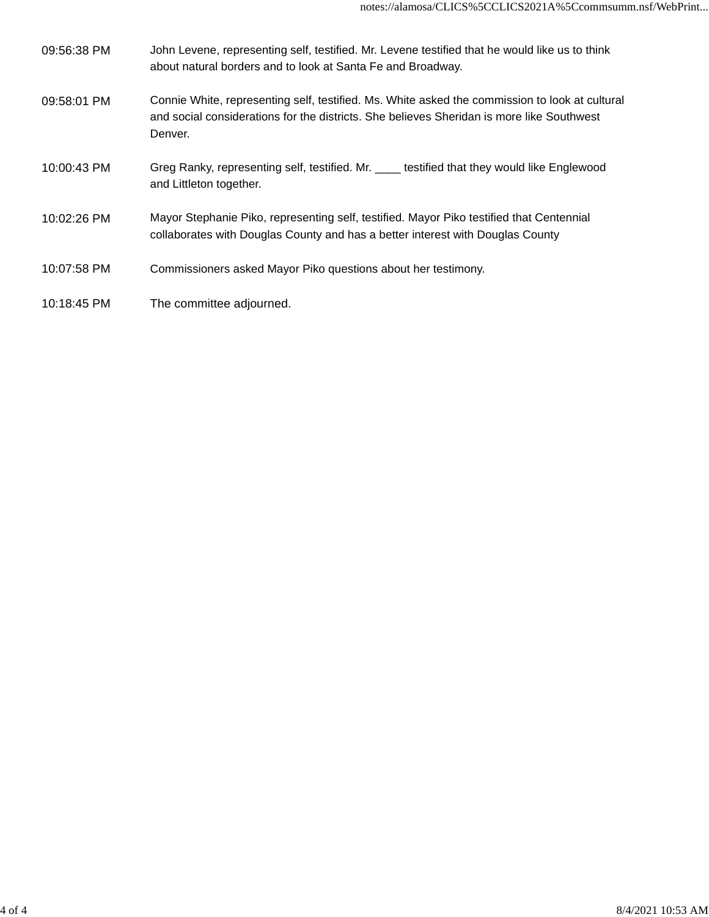| | |
|---|---|
| 09:56:38 PM | John Levene, representing self, testified. Mr. Levene testified that he would like us to think about natural borders and to look at Santa Fe and Broadway. |
| 09:58:01 PM | Connie White, representing self, testified. Ms. White asked the commission to look at cultural and social considerations for the districts. She believes Sheridan is more like Southwest Denver. |
| 10:00:43 PM | Greg Ranky, representing self, testified. Mr. ____ testified that they would like Englewood and Littleton together. |
| 10:02:26 PM | Mayor Stephanie Piko, representing self, testified. Mayor Piko testified that Centennial collaborates with Douglas County and has a better interest with Douglas County |
| 10:07:58 PM | Commissioners asked Mayor Piko questions about her testimony. |
| 10:18:45 PM | The committee adjourned. |